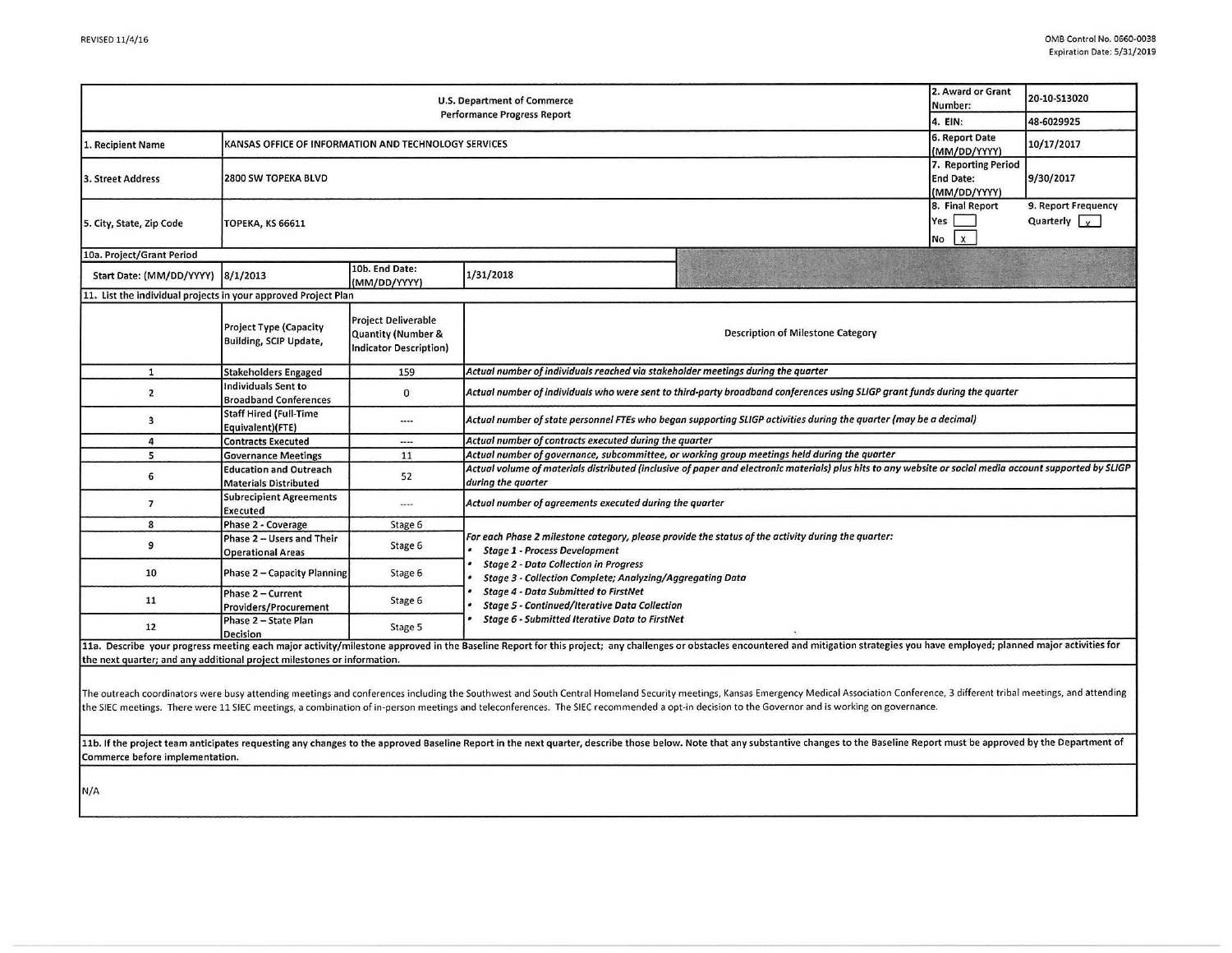REVISED 11/4/16

OMB Control No. 0660-0038
Expiration Date: 5/31/2019

| U.S. Department of Commerce<br>Performance Progress Report | | 2. Award or Grant Number: | 20-10-S13020 |
|---|---|---|---|
| | | 4. EIN: | 48-6029925 |
| 1. Recipient Name | KANSAS OFFICE OF INFORMATION AND TECHNOLOGY SERVICES | 6. Report Date (MM/DD/YYYY) | 10/17/2017 |
| 3. Street Address | 2800 SW TOPEKA BLVD | 7. Reporting Period End Date: (MM/DD/YYYY) | 9/30/2017 |
| 5. City, State, Zip Code | TOPEKA, KS 66611 | 8. Final Report<br>Yes [ ]<br>No [x] | 9. Report Frequency<br>Quarterly [x] |

| 10a. Project/Grant Period | | | |
|---|---|---|---|
| Start Date: (MM/DD/YYYY) | 8/1/2013 | 10b. End Date: (MM/DD/YYYY) | 1/31/2018 |

11. List the individual projects in your approved Project Plan

| | Project Type (Capacity Building, SCIP Update, | Project Deliverable Quantity (Number & Indicator Description) | Description of Milestone Category |
|---|---|---|---|
| 1 | Stakeholders Engaged | 159 | *Actual number of individuals reached via stakeholder meetings during the quarter* |
| 2 | Individuals Sent to Broadband Conferences | 0 | *Actual number of individuals who were sent to third-party broadband conferences using SLIGP grant funds during the quarter* |
| 3 | Staff Hired (Full-Time Equivalent)(FTE) | ---- | *Actual number of state personnel FTEs who began supporting SLIGP activities during the quarter (may be a decimal)* |
| 4 | Contracts Executed | ---- | *Actual number of contracts executed during the quarter* |
| 5 | Governance Meetings | 11 | *Actual number of governance, subcommittee, or working group meetings held during the quarter* |
| 6 | Education and Outreach Materials Distributed | 52 | *Actual volume of materials distributed (inclusive of paper and electronic materials) plus hits to any website or social media account supported by SLIGP during the quarter* |
| 7 | Subrecipient Agreements Executed | ---- | *Actual number of agreements executed during the quarter* |
| 8 | Phase 2 - Coverage | Stage 6 | *For each Phase 2 milestone category, please provide the status of the activity during the quarter:*<br>• *Stage 1 - Process Development*<br>• *Stage 2 - Data Collection in Progress*<br>• *Stage 3 - Collection Complete; Analyzing/Aggregating Data*<br>• *Stage 4 - Data Submitted to FirstNet*<br>• *Stage 5 - Continued/Iterative Data Collection*<br>• *Stage 6 - Submitted Iterative Data to FirstNet* |
| 9 | Phase 2 – Users and Their Operational Areas | Stage 6 | |
| 10 | Phase 2 – Capacity Planning | Stage 6 | |
| 11 | Phase 2 – Current Providers/Procurement | Stage 6 | |
| 12 | Phase 2 – State Plan Decision | Stage 5 | |

11a. Describe your progress meeting each major activity/milestone approved in the Baseline Report for this project; any challenges or obstacles encountered and mitigation strategies you have employed; planned major activities for the next quarter; and any additional project milestones or information.

The outreach coordinators were busy attending meetings and conferences including the Southwest and South Central Homeland Security meetings, Kansas Emergency Medical Association Conference, 3 different tribal meetings, and attending the SIEC meetings. There were 11 SIEC meetings, a combination of in-person meetings and teleconferences. The SIEC recommended a opt-in decision to the Governor and is working on governance.

11b. If the project team anticipates requesting any changes to the approved Baseline Report in the next quarter, describe those below. Note that any substantive changes to the Baseline Report must be approved by the Department of Commerce before implementation.

N/A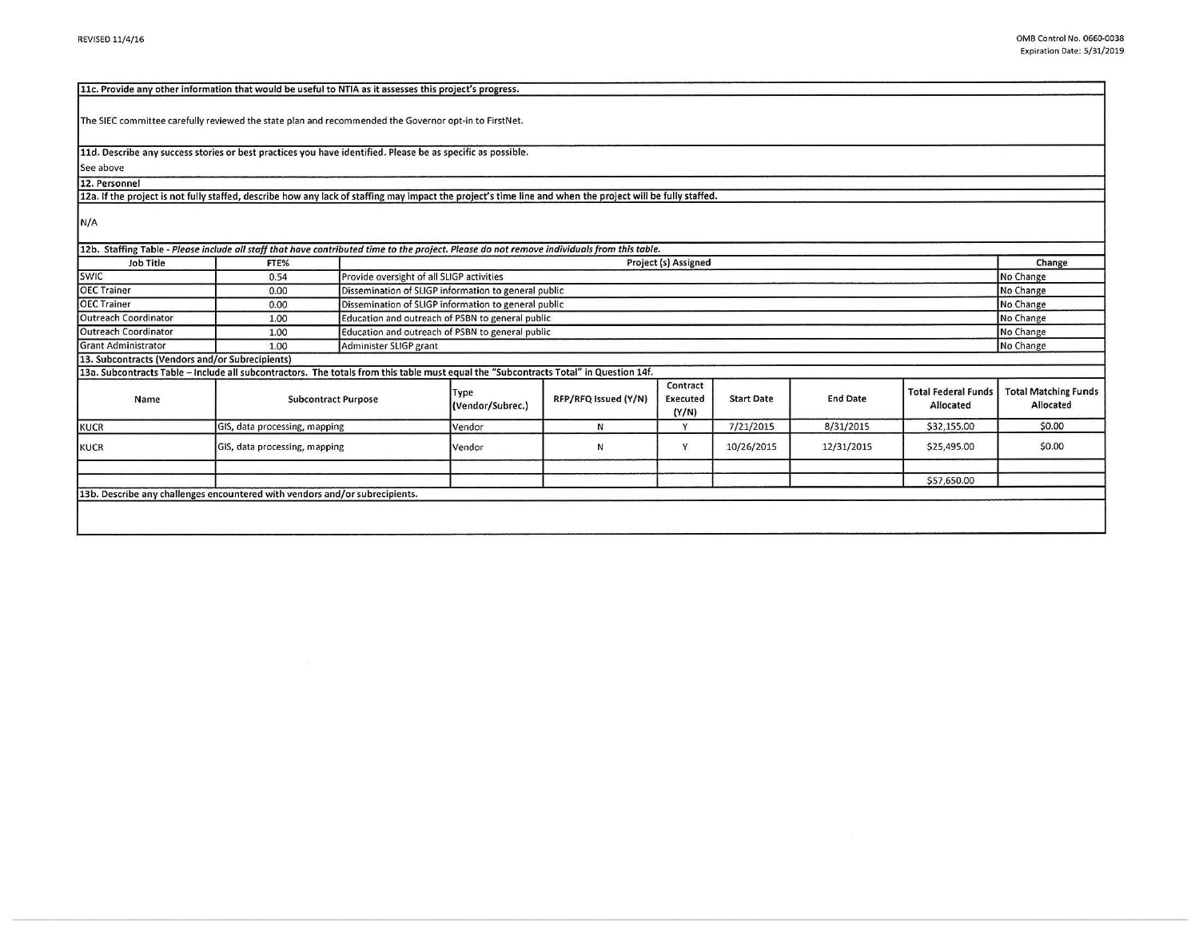**11c. Provide any other information that would be useful to NTIA as it assesses this project's progress.**

The SIEC committee carefully reviewed the state plan and recommended the Governor opt-in to FirstNet.

**11d. Describe any success stories or best practices you have identified. Please be as specific as possible.**

See above

**12. Personnel**

**12a. If the project is not fully staffed, describe how any lack of staffing may impact the project's time line and when the project will be fully staffed.**

N/A

**12b. Staffing Table** - *Please include all staff that have contributed time to the project. Please do not remove individuals from this table.*

| Job Title | FTE% | Project (s) Assigned | Change |
|---|---|---|---|
| SWIC | 0.54 | Provide oversight of all SLIGP activities | No Change |
| OEC Trainer | 0.00 | Dissemination of SLIGP information to general public | No Change |
| OEC Trainer | 0.00 | Dissemination of SLIGP information to general public | No Change |
| Outreach Coordinator | 1.00 | Education and outreach of PSBN to general public | No Change |
| Outreach Coordinator | 1.00 | Education and outreach of PSBN to general public | No Change |
| Grant Administrator | 1.00 | Administer SLIGP grant | No Change |

**13. Subcontracts (Vendors and/or Subrecipients)**

**13a. Subcontracts Table – Include all subcontractors. The totals from this table must equal the "Subcontracts Total" in Question 14f.**

| Name | Subcontract Purpose | Type (Vendor/Subrec.) | RFP/RFQ Issued (Y/N) | Contract Executed (Y/N) | Start Date | End Date | Total Federal Funds Allocated | Total Matching Funds Allocated |
|---|---|---|---|---|---|---|---|---|
| KUCR | GIS, data processing, mapping | Vendor | N | Y | 7/21/2015 | 8/31/2015 | $32,155.00 | $0.00 |
| KUCR | GIS, data processing, mapping | Vendor | N | Y | 10/26/2015 | 12/31/2015 | $25,495.00 | $0.00 |
| | | | | | | | | |
| | | | | | | | $57,650.00 | |

**13b. Describe any challenges encountered with vendors and/or subrecipients.**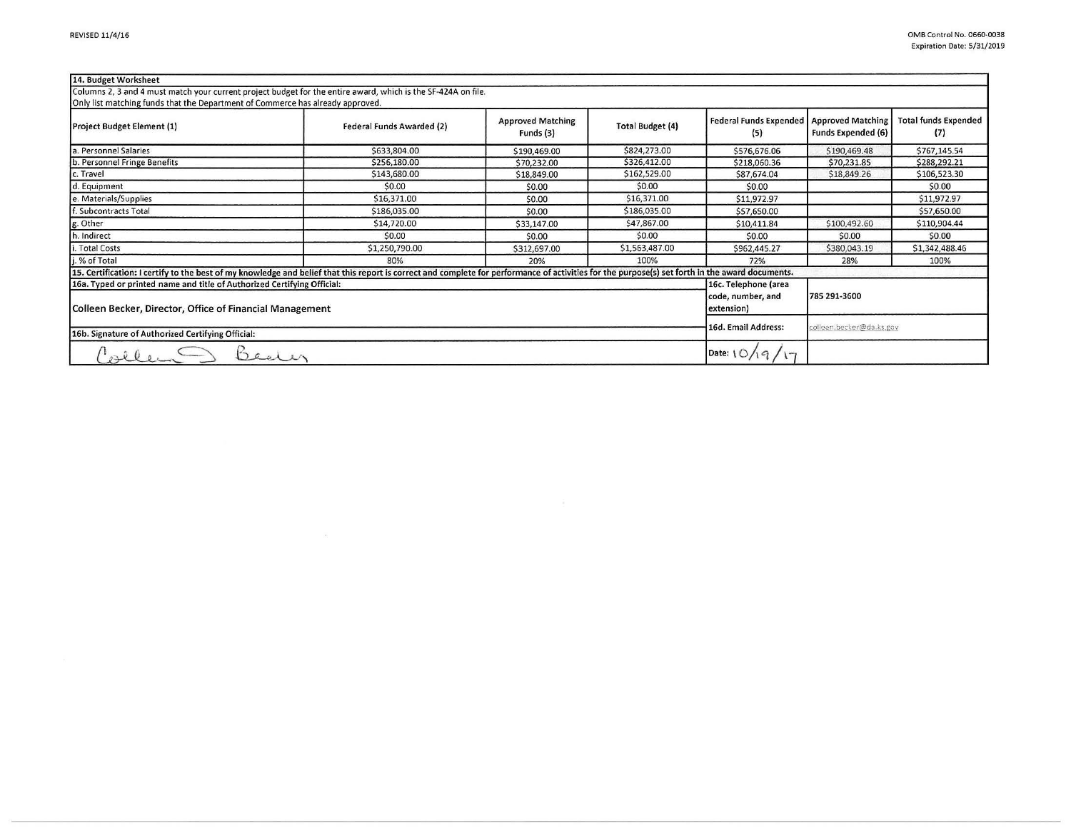| 14. Budget Worksheet | | | | | | |
|---|---|---|---|---|---|---|
| Columns 2, 3 and 4 must match your current project budget for the entire award, which is the SF-424A on file. Only list matching funds that the Department of Commerce has already approved. | | | | | | |
| Project Budget Element (1) | Federal Funds Awarded (2) | Approved Matching Funds (3) | Total Budget (4) | Federal Funds Expended (5) | Approved Matching Funds Expended (6) | Total funds Expended (7) |
| a. Personnel Salaries | $633,804.00 | $190,469.00 | $824,273.00 | $576,676.06 | $190,469.48 | $767,145.54 |
| b. Personnel Fringe Benefits | $256,180.00 | $70,232.00 | $326,412.00 | $218,060.36 | $70,231.85 | $288,292.21 |
| c. Travel | $143,680.00 | $18,849.00 | $162,529.00 | $87,674.04 | $18,849.26 | $106,523.30 |
| d. Equipment | $0.00 | $0.00 | $0.00 | $0.00 | | $0.00 |
| e. Materials/Supplies | $16,371.00 | $0.00 | $16,371.00 | $11,972.97 | | $11,972.97 |
| f. Subcontracts Total | $186,035.00 | $0.00 | $186,035.00 | $57,650.00 | | $57,650.00 |
| g. Other | $14,720.00 | $33,147.00 | $47,867.00 | $10,411.84 | $100,492.60 | $110,904.44 |
| h. Indirect | $0.00 | $0.00 | $0.00 | $0.00 | $0.00 | $0.00 |
| i. Total Costs | $1,250,790.00 | $312,697.00 | $1,563,487.00 | $962,445.27 | $380,043.19 | $1,342,488.46 |
| j. % of Total | 80% | 20% | 100% | 72% | 28% | 100% |

**15. Certification:** I certify to the best of my knowledge and belief that this report is correct and complete for performance of activities for the purpose(s) set forth in the award documents.

| | | |
|---|---|---|
| 16a. Typed or printed name and title of Authorized Certifying Official: Colleen Becker, Director, Office of Financial Management | 16c. Telephone (area code, number, and extension) | 785 291-3600 |
| 16b. Signature of Authorized Certifying Official: | 16d. Email Address: | colleen.becker@da.ks.gov |
| Colleen Becker | Date: 10/19/17 | |